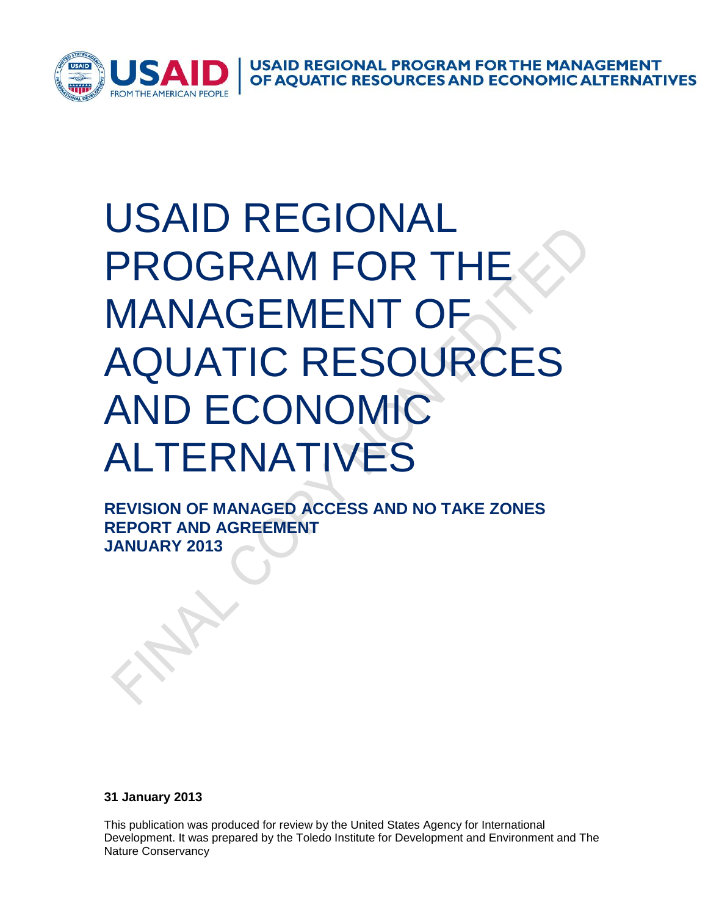USAID REGIONAL PROGRAM FOR THE MANAGEMENT OF AQUATIC RESOURCES AND ECONOMIC ALTERNATIVES

# USAID REGIONAL PROGRAM FOR THE MANAGEMENT OF AQUATIC RESOURCES AND ECONOMIC ALTERNATIVES

**REVISION OF MANAGED ACCESS AND NO TAKE ZONES REPORT AND AGREEMENT**
**JANUARY 2013**

FINAL COPY NON EDITED

**31 January 2013**

This publication was produced for review by the United States Agency for International Development. It was prepared by the Toledo Institute for Development and Environment and The Nature Conservancy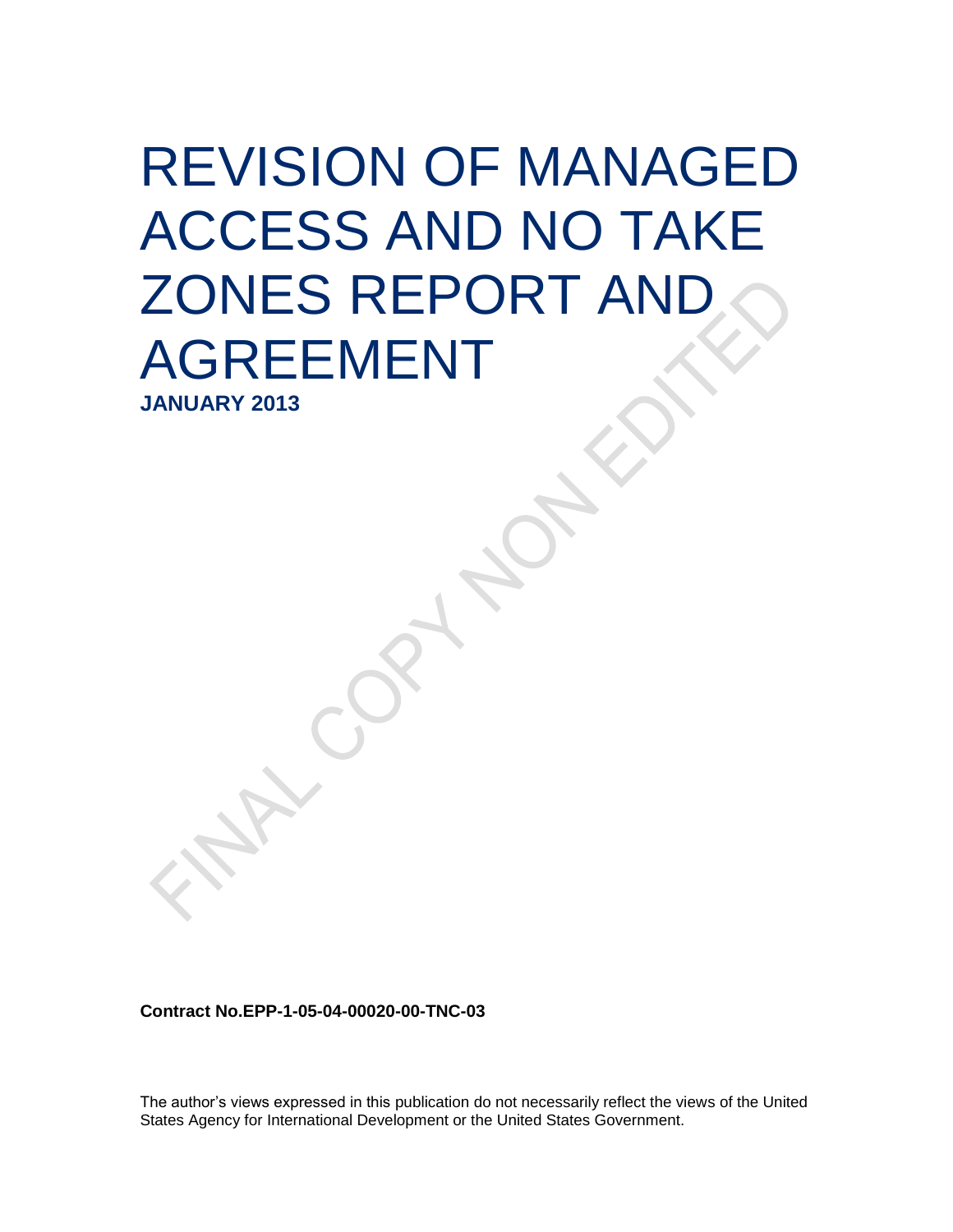# REVISION OF MANAGED ACCESS AND NO TAKE ZONES REPORT AND AGREEMENT

**JANUARY 2013**

**Contract No.EPP-1-05-04-00020-00-TNC-03**

The author's views expressed in this publication do not necessarily reflect the views of the United States Agency for International Development or the United States Government.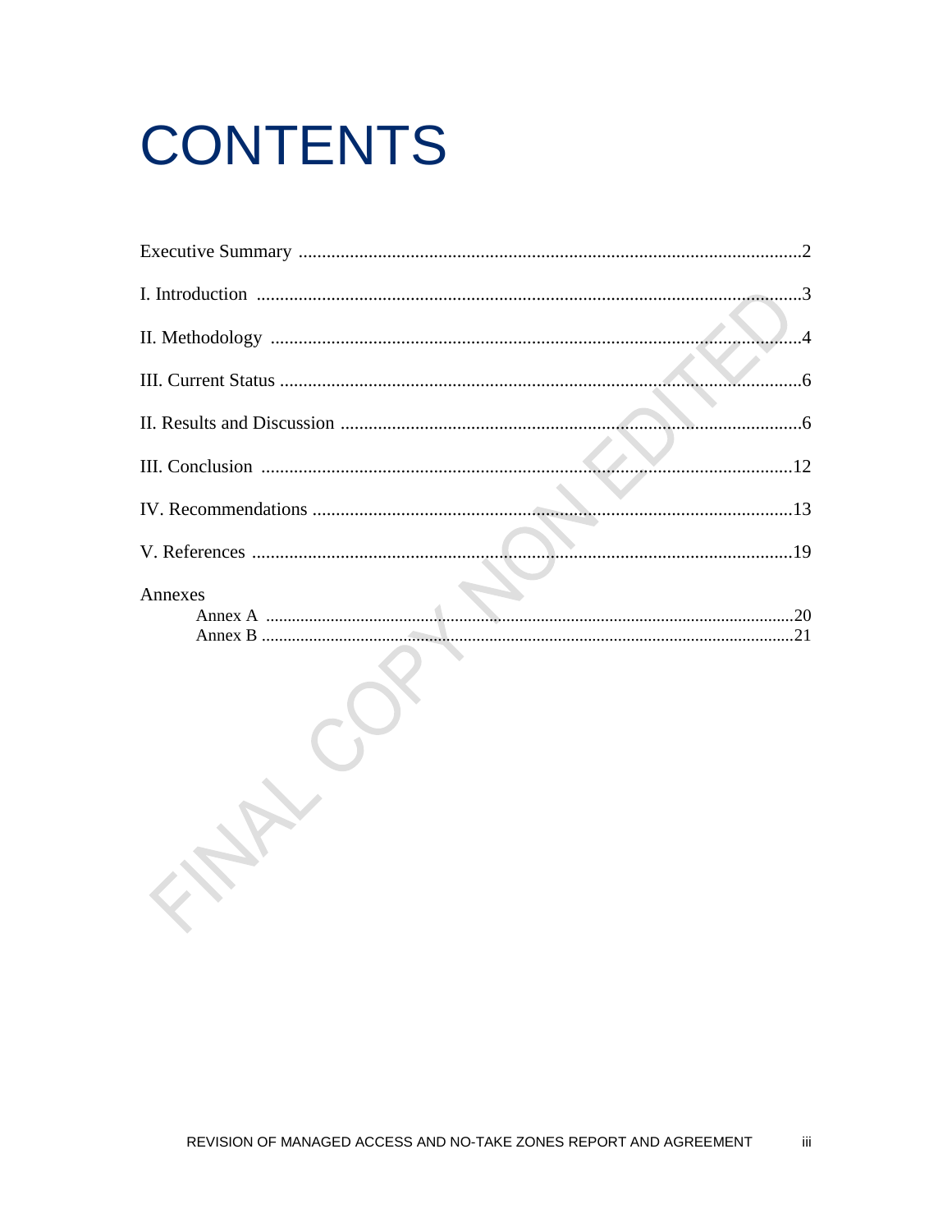# CONTENTS

Executive Summary ....................................................................................................2

I. Introduction ....................................................................................................3

II. Methodology ....................................................................................................4

III. Current Status ....................................................................................................6

II. Results and Discussion ....................................................................................................6

III. Conclusion ....................................................................................................12

IV. Recommendations ....................................................................................................13

V. References ....................................................................................................19

Annexes

- Annex A ....................................................................................................20
- Annex B ....................................................................................................21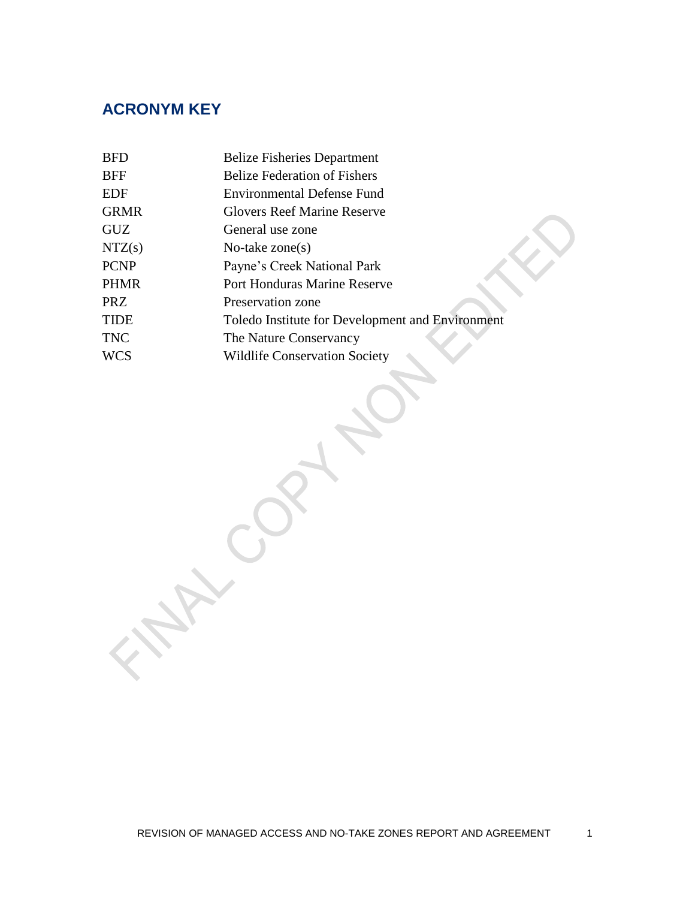## ACRONYM KEY

| | |
|---|---|
| BFD | Belize Fisheries Department |
| BFF | Belize Federation of Fishers |
| EDF | Environmental Defense Fund |
| GRMR | Glovers Reef Marine Reserve |
| GUZ | General use zone |
| NTZ(s) | No-take zone(s) |
| PCNP | Payne's Creek National Park |
| PHMR | Port Honduras Marine Reserve |
| PRZ | Preservation zone |
| TIDE | Toledo Institute for Development and Environment |
| TNC | The Nature Conservancy |
| WCS | Wildlife Conservation Society |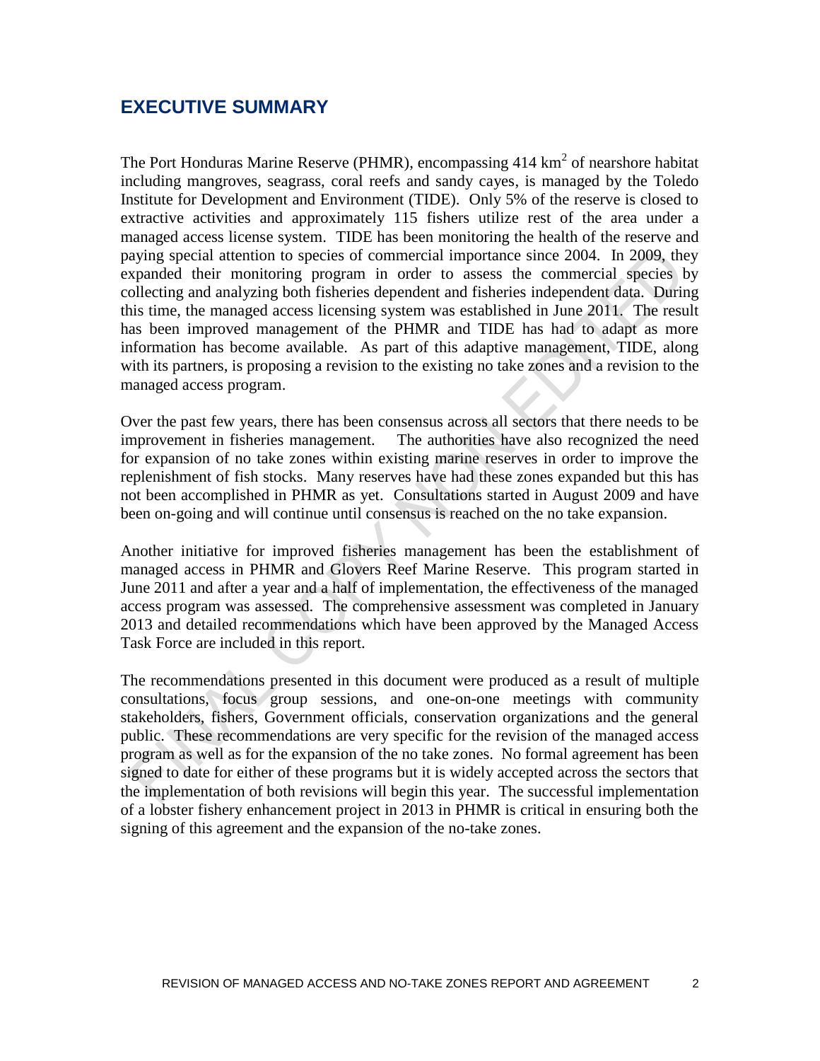## EXECUTIVE SUMMARY

The Port Honduras Marine Reserve (PHMR), encompassing 414 km$^2$ of nearshore habitat including mangroves, seagrass, coral reefs and sandy cayes, is managed by the Toledo Institute for Development and Environment (TIDE). Only 5% of the reserve is closed to extractive activities and approximately 115 fishers utilize rest of the area under a managed access license system. TIDE has been monitoring the health of the reserve and paying special attention to species of commercial importance since 2004. In 2009, they expanded their monitoring program in order to assess the commercial species by collecting and analyzing both fisheries dependent and fisheries independent data. During this time, the managed access licensing system was established in June 2011. The result has been improved management of the PHMR and TIDE has had to adapt as more information has become available. As part of this adaptive management, TIDE, along with its partners, is proposing a revision to the existing no take zones and a revision to the managed access program.

Over the past few years, there has been consensus across all sectors that there needs to be improvement in fisheries management. The authorities have also recognized the need for expansion of no take zones within existing marine reserves in order to improve the replenishment of fish stocks. Many reserves have had these zones expanded but this has not been accomplished in PHMR as yet. Consultations started in August 2009 and have been on-going and will continue until consensus is reached on the no take expansion.

Another initiative for improved fisheries management has been the establishment of managed access in PHMR and Glovers Reef Marine Reserve. This program started in June 2011 and after a year and a half of implementation, the effectiveness of the managed access program was assessed. The comprehensive assessment was completed in January 2013 and detailed recommendations which have been approved by the Managed Access Task Force are included in this report.

The recommendations presented in this document were produced as a result of multiple consultations, focus group sessions, and one-on-one meetings with community stakeholders, fishers, Government officials, conservation organizations and the general public. These recommendations are very specific for the revision of the managed access program as well as for the expansion of the no take zones. No formal agreement has been signed to date for either of these programs but it is widely accepted across the sectors that the implementation of both revisions will begin this year. The successful implementation of a lobster fishery enhancement project in 2013 in PHMR is critical in ensuring both the signing of this agreement and the expansion of the no-take zones.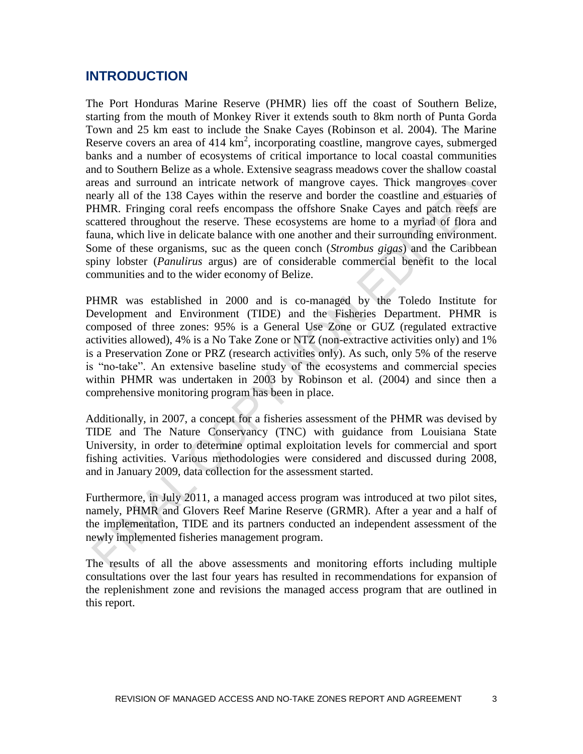## INTRODUCTION

The Port Honduras Marine Reserve (PHMR) lies off the coast of Southern Belize, starting from the mouth of Monkey River it extends south to 8km north of Punta Gorda Town and 25 km east to include the Snake Cayes (Robinson et al. 2004). The Marine Reserve covers an area of 414 $km^2$, incorporating coastline, mangrove cayes, submerged banks and a number of ecosystems of critical importance to local coastal communities and to Southern Belize as a whole. Extensive seagrass meadows cover the shallow coastal areas and surround an intricate network of mangrove cayes. Thick mangroves cover nearly all of the 138 Cayes within the reserve and border the coastline and estuaries of PHMR. Fringing coral reefs encompass the offshore Snake Cayes and patch reefs are scattered throughout the reserve. These ecosystems are home to a myriad of flora and fauna, which live in delicate balance with one another and their surrounding environment. Some of these organisms, suc as the queen conch (*Strombus gigas*) and the Caribbean spiny lobster (*Panulirus* argus) are of considerable commercial benefit to the local communities and to the wider economy of Belize.

PHMR was established in 2000 and is co-managed by the Toledo Institute for Development and Environment (TIDE) and the Fisheries Department. PHMR is composed of three zones: 95% is a General Use Zone or GUZ (regulated extractive activities allowed), 4% is a No Take Zone or NTZ (non-extractive activities only) and 1% is a Preservation Zone or PRZ (research activities only). As such, only 5% of the reserve is "no-take". An extensive baseline study of the ecosystems and commercial species within PHMR was undertaken in 2003 by Robinson et al. (2004) and since then a comprehensive monitoring program has been in place.

Additionally, in 2007, a concept for a fisheries assessment of the PHMR was devised by TIDE and The Nature Conservancy (TNC) with guidance from Louisiana State University, in order to determine optimal exploitation levels for commercial and sport fishing activities. Various methodologies were considered and discussed during 2008, and in January 2009, data collection for the assessment started.

Furthermore, in July 2011, a managed access program was introduced at two pilot sites, namely, PHMR and Glovers Reef Marine Reserve (GRMR). After a year and a half of the implementation, TIDE and its partners conducted an independent assessment of the newly implemented fisheries management program.

The results of all the above assessments and monitoring efforts including multiple consultations over the last four years has resulted in recommendations for expansion of the replenishment zone and revisions the managed access program that are outlined in this report.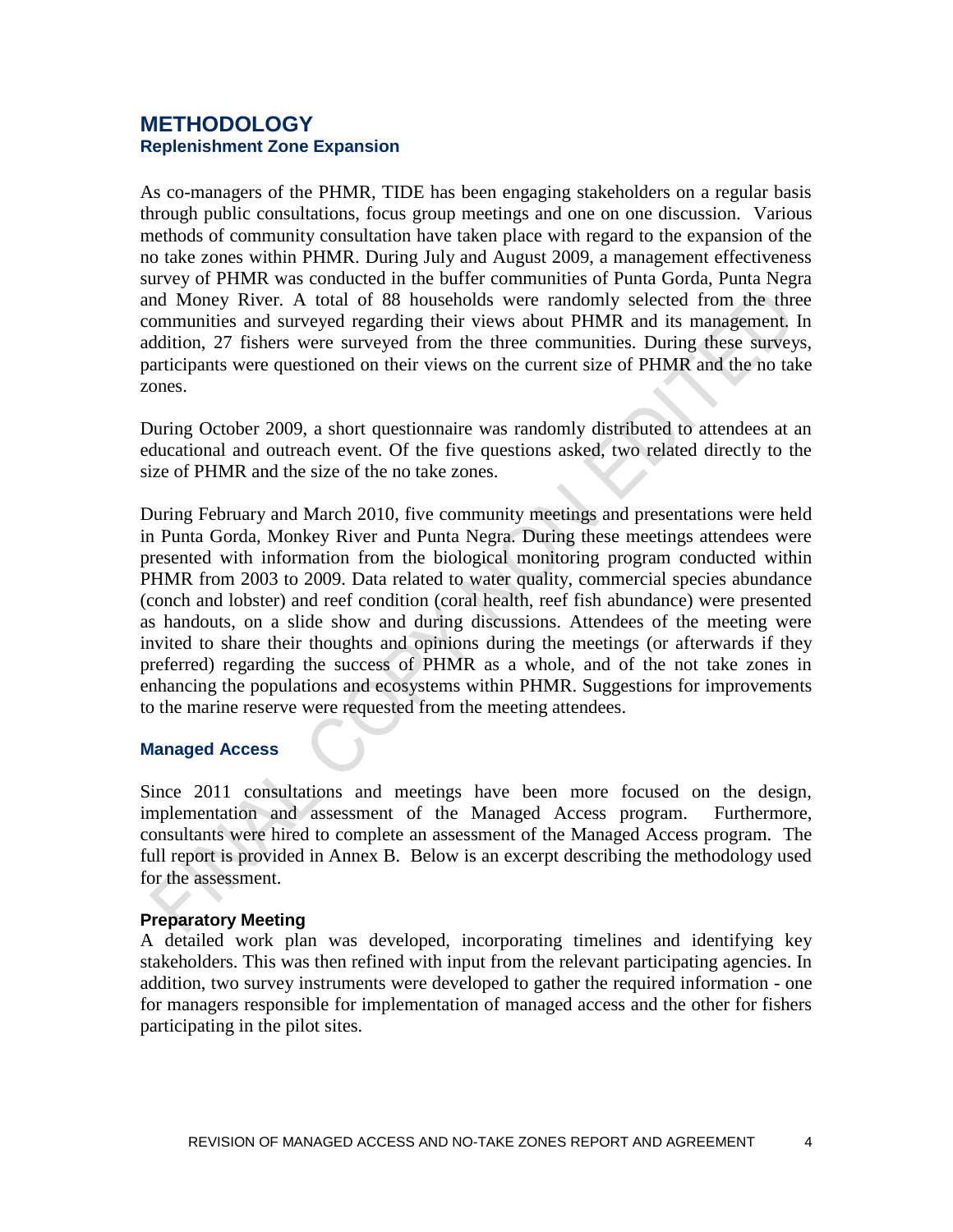# METHODOLOGY

## Replenishment Zone Expansion

As co-managers of the PHMR, TIDE has been engaging stakeholders on a regular basis through public consultations, focus group meetings and one on one discussion. Various methods of community consultation have taken place with regard to the expansion of the no take zones within PHMR. During July and August 2009, a management effectiveness survey of PHMR was conducted in the buffer communities of Punta Gorda, Punta Negra and Money River. A total of 88 households were randomly selected from the three communities and surveyed regarding their views about PHMR and its management. In addition, 27 fishers were surveyed from the three communities. During these surveys, participants were questioned on their views on the current size of PHMR and the no take zones.

During October 2009, a short questionnaire was randomly distributed to attendees at an educational and outreach event. Of the five questions asked, two related directly to the size of PHMR and the size of the no take zones.

During February and March 2010, five community meetings and presentations were held in Punta Gorda, Monkey River and Punta Negra. During these meetings attendees were presented with information from the biological monitoring program conducted within PHMR from 2003 to 2009. Data related to water quality, commercial species abundance (conch and lobster) and reef condition (coral health, reef fish abundance) were presented as handouts, on a slide show and during discussions. Attendees of the meeting were invited to share their thoughts and opinions during the meetings (or afterwards if they preferred) regarding the success of PHMR as a whole, and of the not take zones in enhancing the populations and ecosystems within PHMR. Suggestions for improvements to the marine reserve were requested from the meeting attendees.

## Managed Access

Since 2011 consultations and meetings have been more focused on the design, implementation and assessment of the Managed Access program. Furthermore, consultants were hired to complete an assessment of the Managed Access program. The full report is provided in Annex B. Below is an excerpt describing the methodology used for the assessment.

### Preparatory Meeting

A detailed work plan was developed, incorporating timelines and identifying key stakeholders. This was then refined with input from the relevant participating agencies. In addition, two survey instruments were developed to gather the required information - one for managers responsible for implementation of managed access and the other for fishers participating in the pilot sites.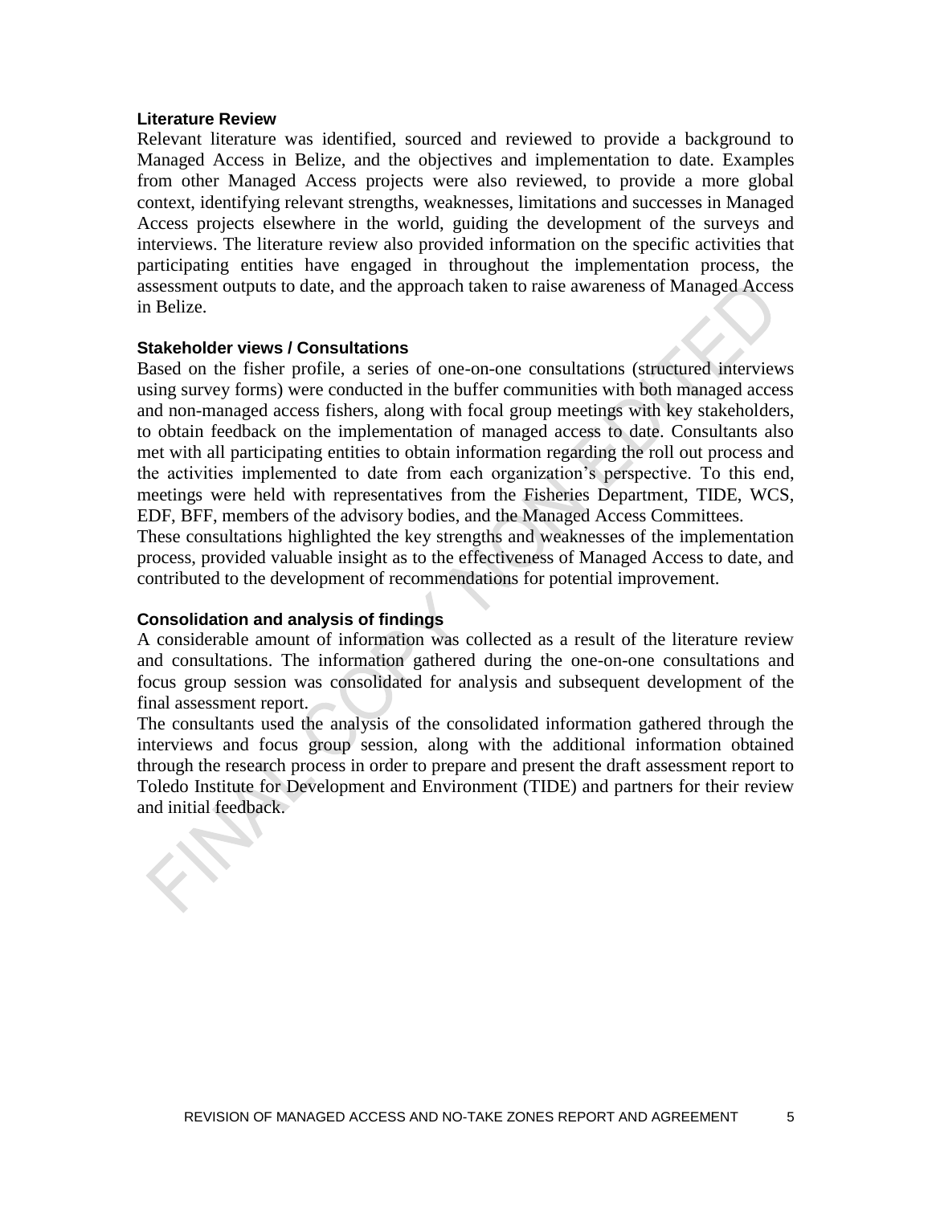**Literature Review**

Relevant literature was identified, sourced and reviewed to provide a background to Managed Access in Belize, and the objectives and implementation to date. Examples from other Managed Access projects were also reviewed, to provide a more global context, identifying relevant strengths, weaknesses, limitations and successes in Managed Access projects elsewhere in the world, guiding the development of the surveys and interviews. The literature review also provided information on the specific activities that participating entities have engaged in throughout the implementation process, the assessment outputs to date, and the approach taken to raise awareness of Managed Access in Belize.

**Stakeholder views / Consultations**

Based on the fisher profile, a series of one-on-one consultations (structured interviews using survey forms) were conducted in the buffer communities with both managed access and non-managed access fishers, along with focal group meetings with key stakeholders, to obtain feedback on the implementation of managed access to date. Consultants also met with all participating entities to obtain information regarding the roll out process and the activities implemented to date from each organization's perspective. To this end, meetings were held with representatives from the Fisheries Department, TIDE, WCS, EDF, BFF, members of the advisory bodies, and the Managed Access Committees.

These consultations highlighted the key strengths and weaknesses of the implementation process, provided valuable insight as to the effectiveness of Managed Access to date, and contributed to the development of recommendations for potential improvement.

**Consolidation and analysis of findings**

A considerable amount of information was collected as a result of the literature review and consultations. The information gathered during the one-on-one consultations and focus group session was consolidated for analysis and subsequent development of the final assessment report.

The consultants used the analysis of the consolidated information gathered through the interviews and focus group session, along with the additional information obtained through the research process in order to prepare and present the draft assessment report to Toledo Institute for Development and Environment (TIDE) and partners for their review and initial feedback.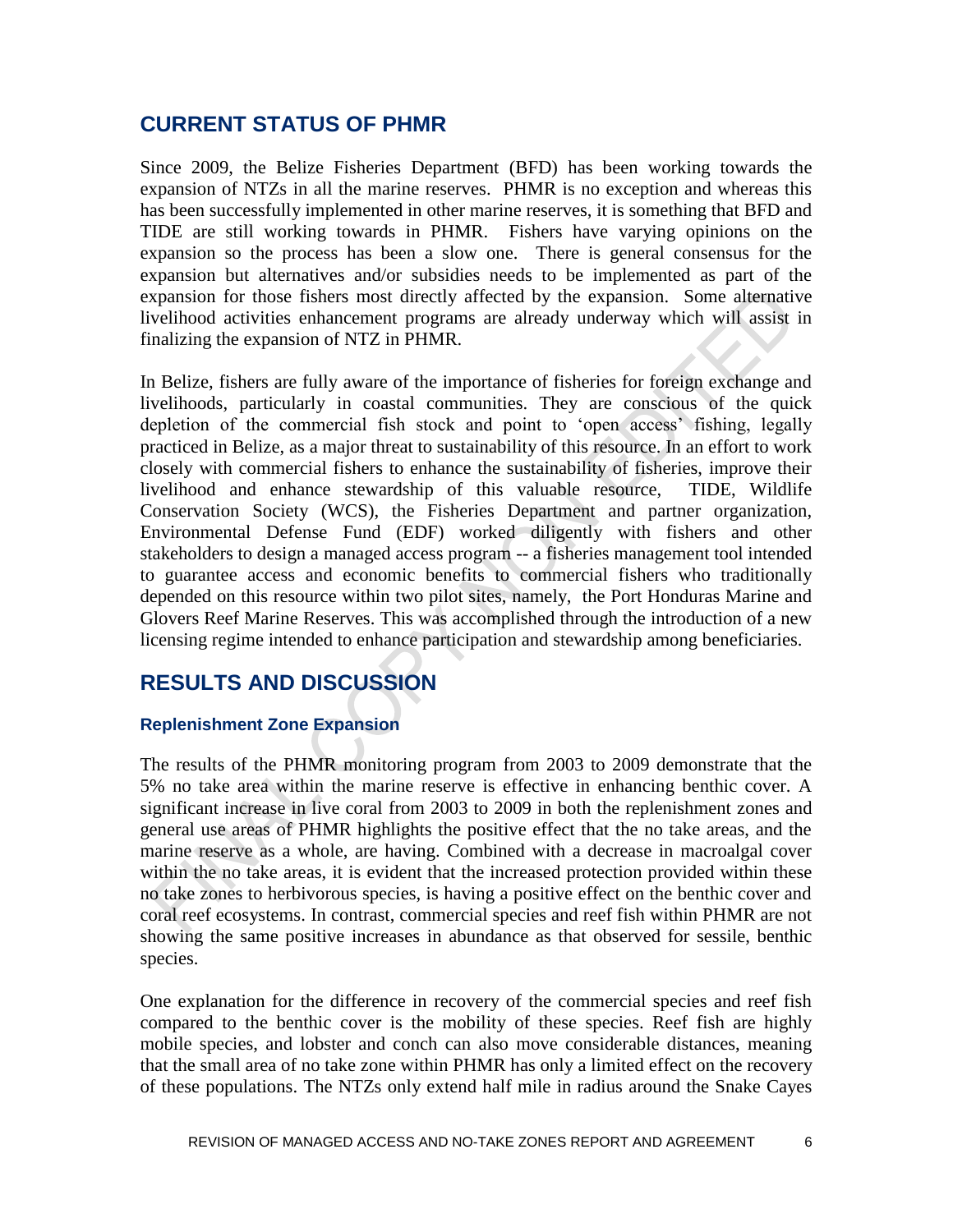## CURRENT STATUS OF PHMR

Since 2009, the Belize Fisheries Department (BFD) has been working towards the expansion of NTZs in all the marine reserves. PHMR is no exception and whereas this has been successfully implemented in other marine reserves, it is something that BFD and TIDE are still working towards in PHMR. Fishers have varying opinions on the expansion so the process has been a slow one. There is general consensus for the expansion but alternatives and/or subsidies needs to be implemented as part of the expansion for those fishers most directly affected by the expansion. Some alternative livelihood activities enhancement programs are already underway which will assist in finalizing the expansion of NTZ in PHMR.

In Belize, fishers are fully aware of the importance of fisheries for foreign exchange and livelihoods, particularly in coastal communities. They are conscious of the quick depletion of the commercial fish stock and point to 'open access' fishing, legally practiced in Belize, as a major threat to sustainability of this resource. In an effort to work closely with commercial fishers to enhance the sustainability of fisheries, improve their livelihood and enhance stewardship of this valuable resource, TIDE, Wildlife Conservation Society (WCS), the Fisheries Department and partner organization, Environmental Defense Fund (EDF) worked diligently with fishers and other stakeholders to design a managed access program -- a fisheries management tool intended to guarantee access and economic benefits to commercial fishers who traditionally depended on this resource within two pilot sites, namely, the Port Honduras Marine and Glovers Reef Marine Reserves. This was accomplished through the introduction of a new licensing regime intended to enhance participation and stewardship among beneficiaries.

## RESULTS AND DISCUSSION

### Replenishment Zone Expansion

The results of the PHMR monitoring program from 2003 to 2009 demonstrate that the 5% no take area within the marine reserve is effective in enhancing benthic cover. A significant increase in live coral from 2003 to 2009 in both the replenishment zones and general use areas of PHMR highlights the positive effect that the no take areas, and the marine reserve as a whole, are having. Combined with a decrease in macroalgal cover within the no take areas, it is evident that the increased protection provided within these no take zones to herbivorous species, is having a positive effect on the benthic cover and coral reef ecosystems. In contrast, commercial species and reef fish within PHMR are not showing the same positive increases in abundance as that observed for sessile, benthic species.

One explanation for the difference in recovery of the commercial species and reef fish compared to the benthic cover is the mobility of these species. Reef fish are highly mobile species, and lobster and conch can also move considerable distances, meaning that the small area of no take zone within PHMR has only a limited effect on the recovery of these populations. The NTZs only extend half mile in radius around the Snake Cayes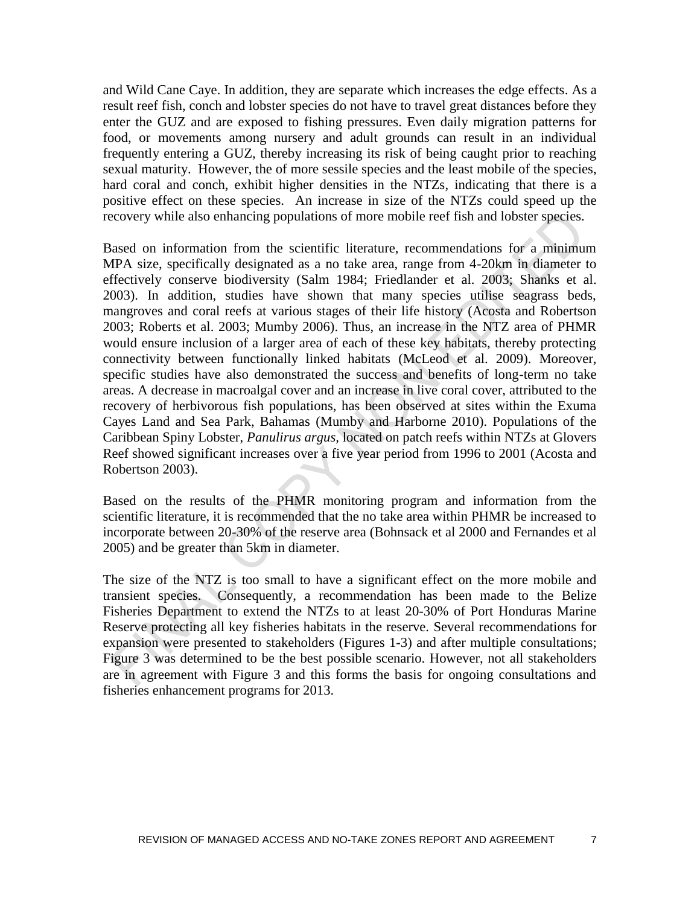and Wild Cane Caye. In addition, they are separate which increases the edge effects. As a result reef fish, conch and lobster species do not have to travel great distances before they enter the GUZ and are exposed to fishing pressures. Even daily migration patterns for food, or movements among nursery and adult grounds can result in an individual frequently entering a GUZ, thereby increasing its risk of being caught prior to reaching sexual maturity. However, the of more sessile species and the least mobile of the species, hard coral and conch, exhibit higher densities in the NTZs, indicating that there is a positive effect on these species. An increase in size of the NTZs could speed up the recovery while also enhancing populations of more mobile reef fish and lobster species.

Based on information from the scientific literature, recommendations for a minimum MPA size, specifically designated as a no take area, range from 4-20km in diameter to effectively conserve biodiversity (Salm 1984; Friedlander et al. 2003; Shanks et al. 2003). In addition, studies have shown that many species utilise seagrass beds, mangroves and coral reefs at various stages of their life history (Acosta and Robertson 2003; Roberts et al. 2003; Mumby 2006). Thus, an increase in the NTZ area of PHMR would ensure inclusion of a larger area of each of these key habitats, thereby protecting connectivity between functionally linked habitats (McLeod et al. 2009). Moreover, specific studies have also demonstrated the success and benefits of long-term no take areas. A decrease in macroalgal cover and an increase in live coral cover, attributed to the recovery of herbivorous fish populations, has been observed at sites within the Exuma Cayes Land and Sea Park, Bahamas (Mumby and Harborne 2010). Populations of the Caribbean Spiny Lobster, *Panulirus argus*, located on patch reefs within NTZs at Glovers Reef showed significant increases over a five year period from 1996 to 2001 (Acosta and Robertson 2003).

Based on the results of the PHMR monitoring program and information from the scientific literature, it is recommended that the no take area within PHMR be increased to incorporate between 20-30% of the reserve area (Bohnsack et al 2000 and Fernandes et al 2005) and be greater than 5km in diameter.

The size of the NTZ is too small to have a significant effect on the more mobile and transient species. Consequently, a recommendation has been made to the Belize Fisheries Department to extend the NTZs to at least 20-30% of Port Honduras Marine Reserve protecting all key fisheries habitats in the reserve. Several recommendations for expansion were presented to stakeholders (Figures 1-3) and after multiple consultations; Figure 3 was determined to be the best possible scenario. However, not all stakeholders are in agreement with Figure 3 and this forms the basis for ongoing consultations and fisheries enhancement programs for 2013.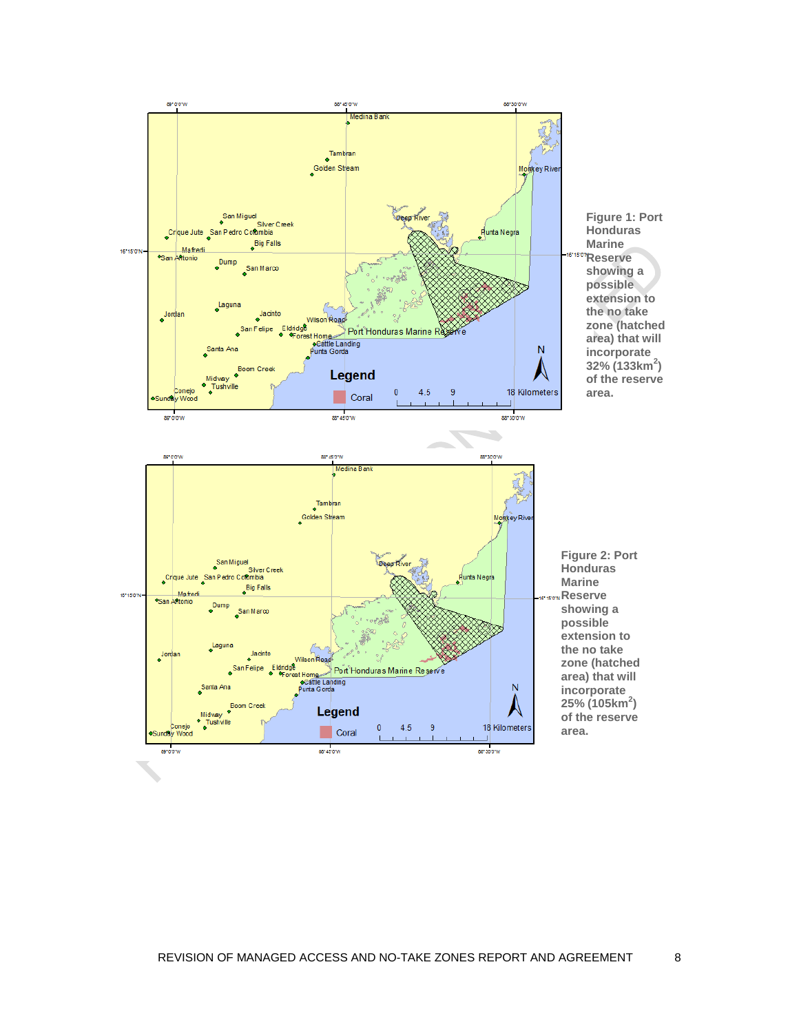**Figure 1: Port Honduras Marine Reserve showing a possible extension to the no take zone (hatched area) that will incorporate 32% (133km$^2$) of the reserve area.**

**Figure 2: Port Honduras Marine Reserve showing a possible extension to the no take zone (hatched area) that will incorporate 25% (105km$^2$) of the reserve area.**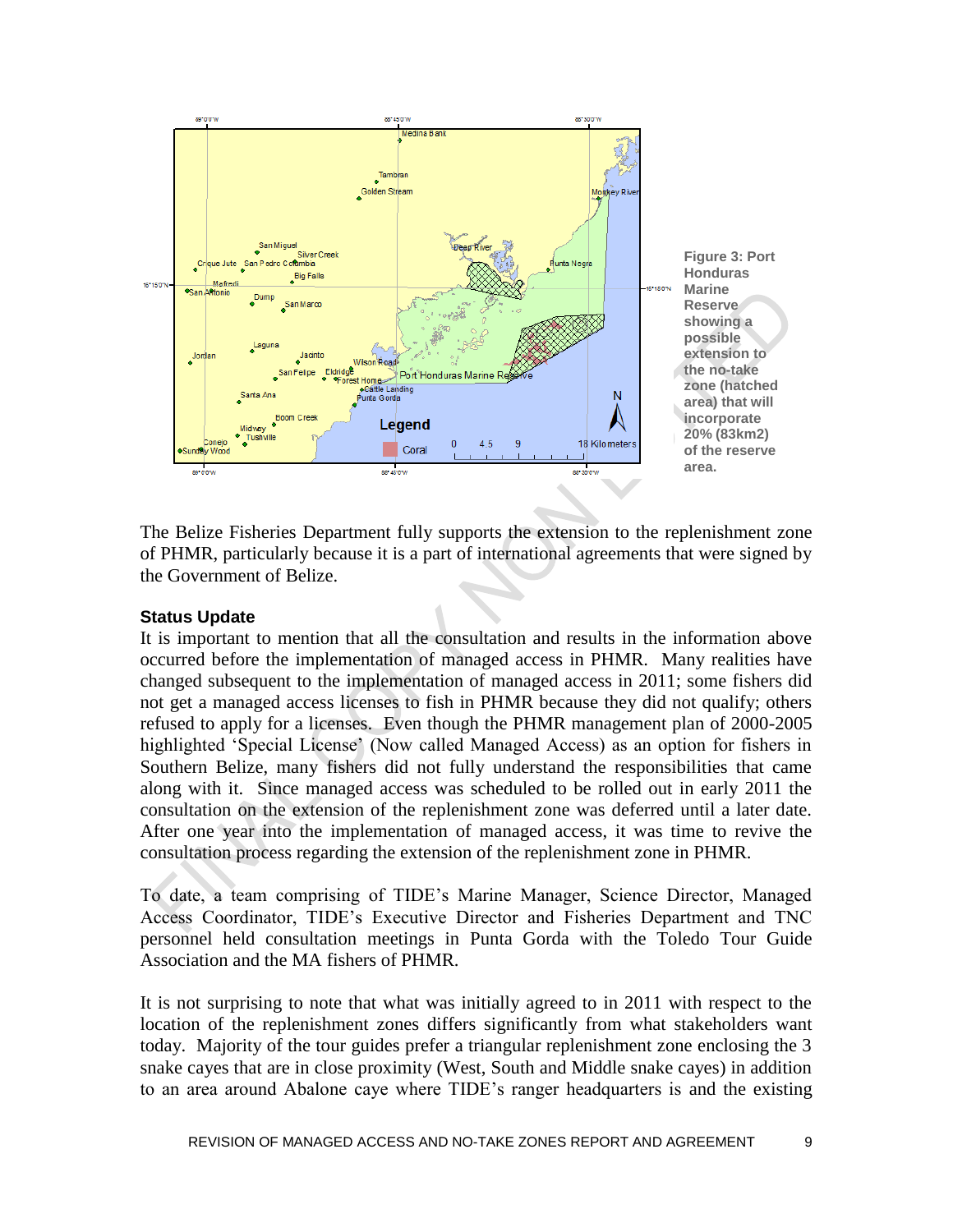**Figure 3: Port Honduras Marine Reserve showing a possible extension to the no-take zone (hatched area) that will incorporate 20% (83km2) of the reserve area.**

The Belize Fisheries Department fully supports the extension to the replenishment zone of PHMR, particularly because it is a part of international agreements that were signed by the Government of Belize.

**Status Update**

It is important to mention that all the consultation and results in the information above occurred before the implementation of managed access in PHMR. Many realities have changed subsequent to the implementation of managed access in 2011; some fishers did not get a managed access licenses to fish in PHMR because they did not qualify; others refused to apply for a licenses. Even though the PHMR management plan of 2000-2005 highlighted 'Special License' (Now called Managed Access) as an option for fishers in Southern Belize, many fishers did not fully understand the responsibilities that came along with it. Since managed access was scheduled to be rolled out in early 2011 the consultation on the extension of the replenishment zone was deferred until a later date. After one year into the implementation of managed access, it was time to revive the consultation process regarding the extension of the replenishment zone in PHMR.

To date, a team comprising of TIDE's Marine Manager, Science Director, Managed Access Coordinator, TIDE's Executive Director and Fisheries Department and TNC personnel held consultation meetings in Punta Gorda with the Toledo Tour Guide Association and the MA fishers of PHMR.

It is not surprising to note that what was initially agreed to in 2011 with respect to the location of the replenishment zones differs significantly from what stakeholders want today. Majority of the tour guides prefer a triangular replenishment zone enclosing the 3 snake cayes that are in close proximity (West, South and Middle snake cayes) in addition to an area around Abalone caye where TIDE's ranger headquarters is and the existing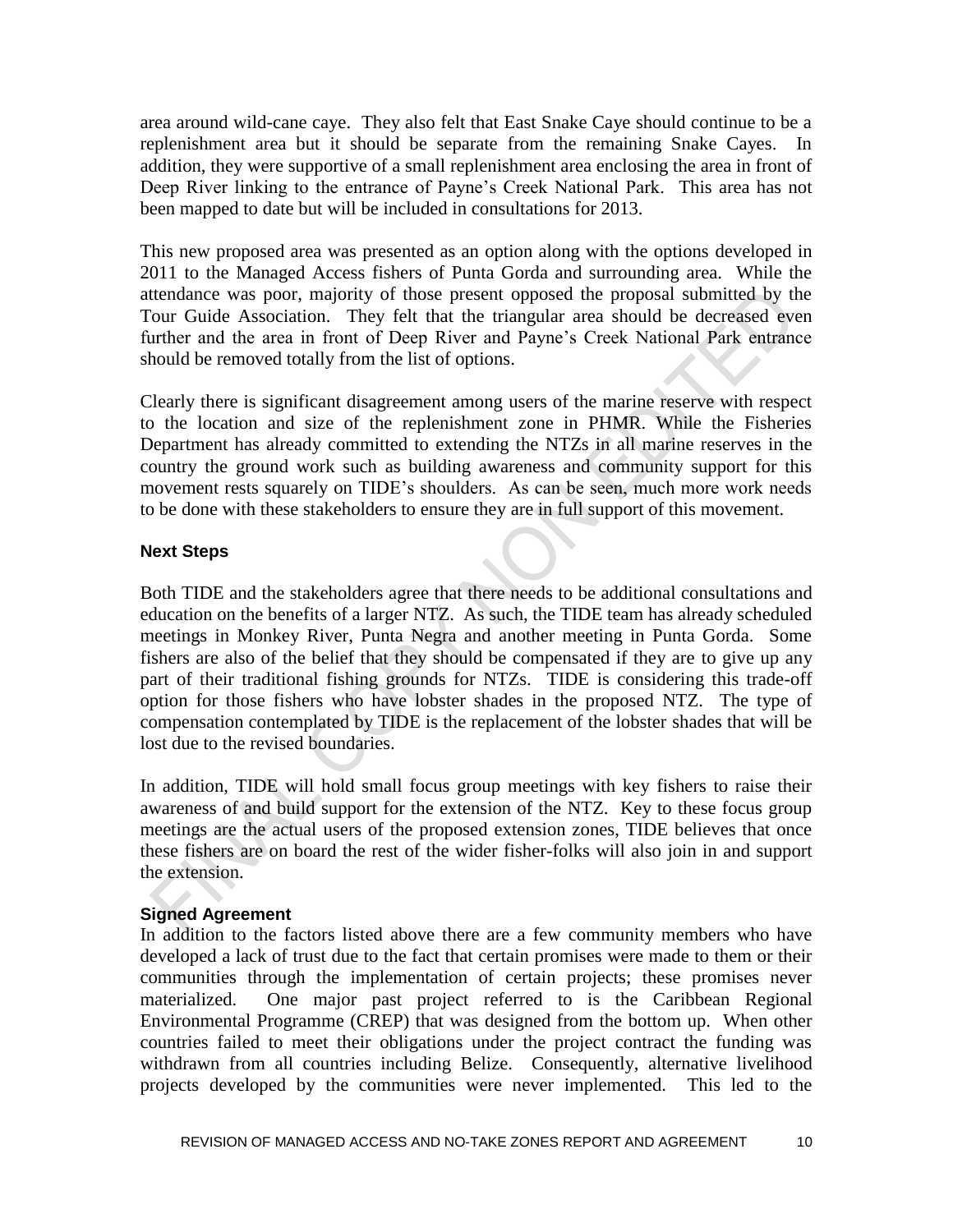area around wild-cane caye. They also felt that East Snake Caye should continue to be a replenishment area but it should be separate from the remaining Snake Cayes. In addition, they were supportive of a small replenishment area enclosing the area in front of Deep River linking to the entrance of Payne's Creek National Park. This area has not been mapped to date but will be included in consultations for 2013.

This new proposed area was presented as an option along with the options developed in 2011 to the Managed Access fishers of Punta Gorda and surrounding area. While the attendance was poor, majority of those present opposed the proposal submitted by the Tour Guide Association. They felt that the triangular area should be decreased even further and the area in front of Deep River and Payne's Creek National Park entrance should be removed totally from the list of options.

Clearly there is significant disagreement among users of the marine reserve with respect to the location and size of the replenishment zone in PHMR. While the Fisheries Department has already committed to extending the NTZs in all marine reserves in the country the ground work such as building awareness and community support for this movement rests squarely on TIDE's shoulders. As can be seen, much more work needs to be done with these stakeholders to ensure they are in full support of this movement.

### Next Steps

Both TIDE and the stakeholders agree that there needs to be additional consultations and education on the benefits of a larger NTZ. As such, the TIDE team has already scheduled meetings in Monkey River, Punta Negra and another meeting in Punta Gorda. Some fishers are also of the belief that they should be compensated if they are to give up any part of their traditional fishing grounds for NTZs. TIDE is considering this trade-off option for those fishers who have lobster shades in the proposed NTZ. The type of compensation contemplated by TIDE is the replacement of the lobster shades that will be lost due to the revised boundaries.

In addition, TIDE will hold small focus group meetings with key fishers to raise their awareness of and build support for the extension of the NTZ. Key to these focus group meetings are the actual users of the proposed extension zones, TIDE believes that once these fishers are on board the rest of the wider fisher-folks will also join in and support the extension.

### Signed Agreement

In addition to the factors listed above there are a few community members who have developed a lack of trust due to the fact that certain promises were made to them or their communities through the implementation of certain projects; these promises never materialized. One major past project referred to is the Caribbean Regional Environmental Programme (CREP) that was designed from the bottom up. When other countries failed to meet their obligations under the project contract the funding was withdrawn from all countries including Belize. Consequently, alternative livelihood projects developed by the communities were never implemented. This led to the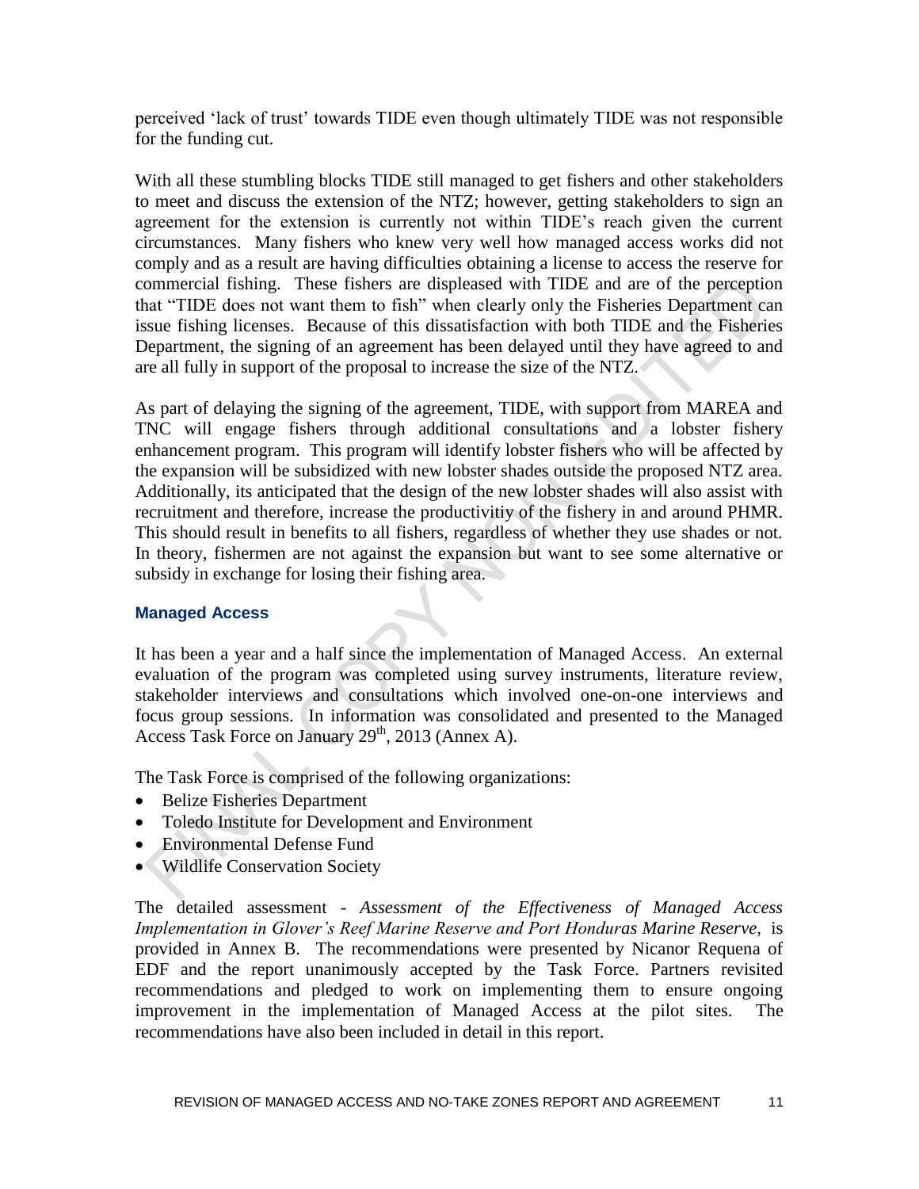perceived 'lack of trust' towards TIDE even though ultimately TIDE was not responsible for the funding cut.

With all these stumbling blocks TIDE still managed to get fishers and other stakeholders to meet and discuss the extension of the NTZ; however, getting stakeholders to sign an agreement for the extension is currently not within TIDE's reach given the current circumstances. Many fishers who knew very well how managed access works did not comply and as a result are having difficulties obtaining a license to access the reserve for commercial fishing. These fishers are displeased with TIDE and are of the perception that "TIDE does not want them to fish" when clearly only the Fisheries Department can issue fishing licenses. Because of this dissatisfaction with both TIDE and the Fisheries Department, the signing of an agreement has been delayed until they have agreed to and are all fully in support of the proposal to increase the size of the NTZ.

As part of delaying the signing of the agreement, TIDE, with support from MAREA and TNC will engage fishers through additional consultations and a lobster fishery enhancement program. This program will identify lobster fishers who will be affected by the expansion will be subsidized with new lobster shades outside the proposed NTZ area. Additionally, its anticipated that the design of the new lobster shades will also assist with recruitment and therefore, increase the productivitiy of the fishery in and around PHMR. This should result in benefits to all fishers, regardless of whether they use shades or not. In theory, fishermen are not against the expansion but want to see some alternative or subsidy in exchange for losing their fishing area.

### Managed Access

It has been a year and a half since the implementation of Managed Access. An external evaluation of the program was completed using survey instruments, literature review, stakeholder interviews and consultations which involved one-on-one interviews and focus group sessions. In information was consolidated and presented to the Managed Access Task Force on January 29th, 2013 (Annex A).

The Task Force is comprised of the following organizations:

- Belize Fisheries Department
- Toledo Institute for Development and Environment
- Environmental Defense Fund
- Wildlife Conservation Society

The detailed assessment - *Assessment of the Effectiveness of Managed Access Implementation in Glover's Reef Marine Reserve and Port Honduras Marine Reserve,* is provided in Annex B. The recommendations were presented by Nicanor Requena of EDF and the report unanimously accepted by the Task Force. Partners revisited recommendations and pledged to work on implementing them to ensure ongoing improvement in the implementation of Managed Access at the pilot sites. The recommendations have also been included in detail in this report.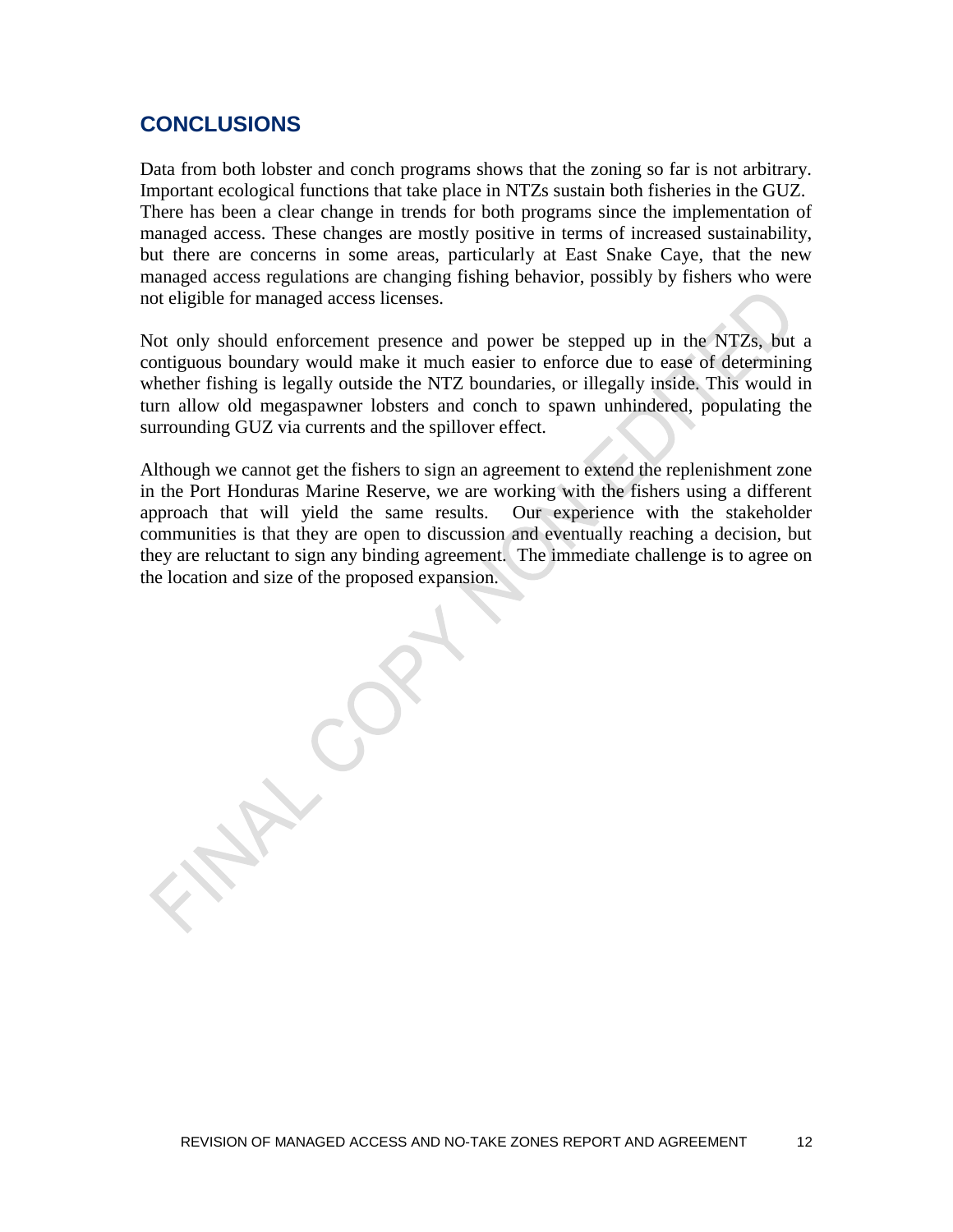## CONCLUSIONS

Data from both lobster and conch programs shows that the zoning so far is not arbitrary. Important ecological functions that take place in NTZs sustain both fisheries in the GUZ. There has been a clear change in trends for both programs since the implementation of managed access. These changes are mostly positive in terms of increased sustainability, but there are concerns in some areas, particularly at East Snake Caye, that the new managed access regulations are changing fishing behavior, possibly by fishers who were not eligible for managed access licenses.

Not only should enforcement presence and power be stepped up in the NTZs, but a contiguous boundary would make it much easier to enforce due to ease of determining whether fishing is legally outside the NTZ boundaries, or illegally inside. This would in turn allow old megaspawner lobsters and conch to spawn unhindered, populating the surrounding GUZ via currents and the spillover effect.

Although we cannot get the fishers to sign an agreement to extend the replenishment zone in the Port Honduras Marine Reserve, we are working with the fishers using a different approach that will yield the same results. Our experience with the stakeholder communities is that they are open to discussion and eventually reaching a decision, but they are reluctant to sign any binding agreement. The immediate challenge is to agree on the location and size of the proposed expansion.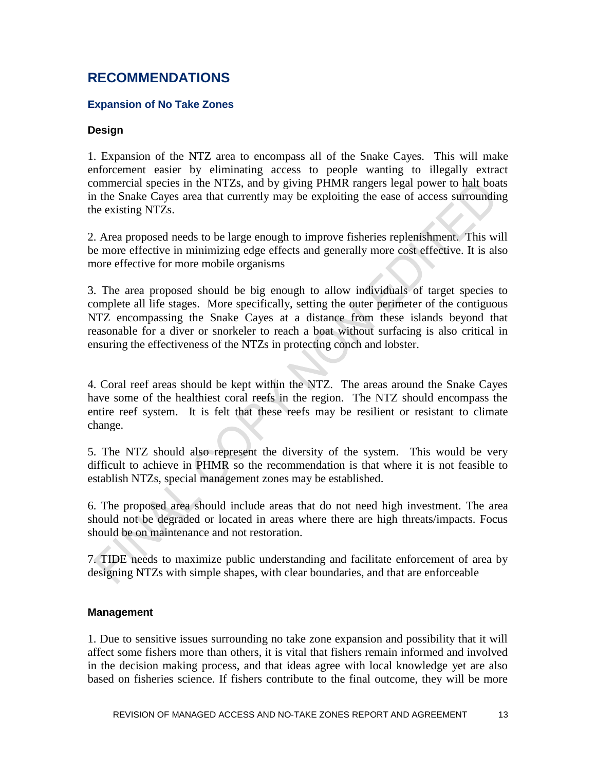## RECOMMENDATIONS

### Expansion of No Take Zones

#### Design

1. Expansion of the NTZ area to encompass all of the Snake Cayes. This will make enforcement easier by eliminating access to people wanting to illegally extract commercial species in the NTZs, and by giving PHMR rangers legal power to halt boats in the Snake Cayes area that currently may be exploiting the ease of access surrounding the existing NTZs.

2. Area proposed needs to be large enough to improve fisheries replenishment. This will be more effective in minimizing edge effects and generally more cost effective. It is also more effective for more mobile organisms

3. The area proposed should be big enough to allow individuals of target species to complete all life stages. More specifically, setting the outer perimeter of the contiguous NTZ encompassing the Snake Cayes at a distance from these islands beyond that reasonable for a diver or snorkeler to reach a boat without surfacing is also critical in ensuring the effectiveness of the NTZs in protecting conch and lobster.

4. Coral reef areas should be kept within the NTZ. The areas around the Snake Cayes have some of the healthiest coral reefs in the region. The NTZ should encompass the entire reef system. It is felt that these reefs may be resilient or resistant to climate change.

5. The NTZ should also represent the diversity of the system. This would be very difficult to achieve in PHMR so the recommendation is that where it is not feasible to establish NTZs, special management zones may be established.

6. The proposed area should include areas that do not need high investment. The area should not be degraded or located in areas where there are high threats/impacts. Focus should be on maintenance and not restoration.

7. TIDE needs to maximize public understanding and facilitate enforcement of area by designing NTZs with simple shapes, with clear boundaries, and that are enforceable

#### Management

1. Due to sensitive issues surrounding no take zone expansion and possibility that it will affect some fishers more than others, it is vital that fishers remain informed and involved in the decision making process, and that ideas agree with local knowledge yet are also based on fisheries science. If fishers contribute to the final outcome, they will be more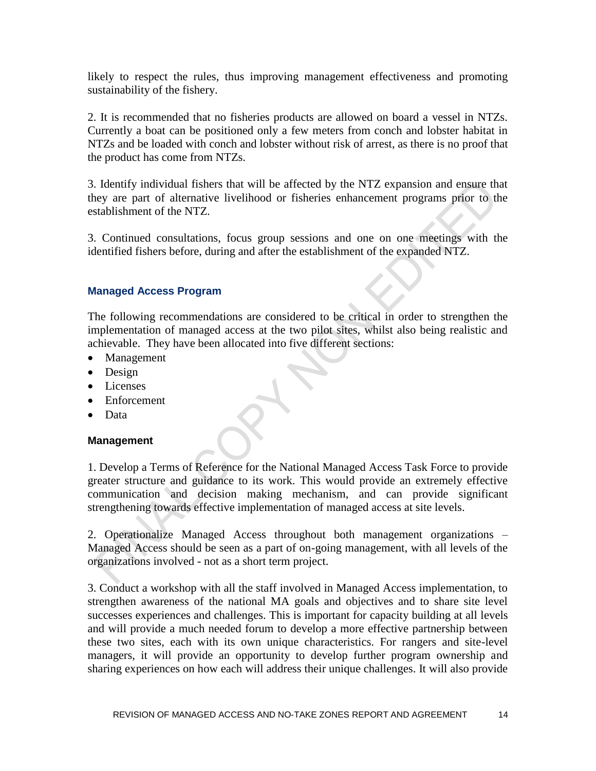likely to respect the rules, thus improving management effectiveness and promoting sustainability of the fishery.

2. It is recommended that no fisheries products are allowed on board a vessel in NTZs. Currently a boat can be positioned only a few meters from conch and lobster habitat in NTZs and be loaded with conch and lobster without risk of arrest, as there is no proof that the product has come from NTZs.

3. Identify individual fishers that will be affected by the NTZ expansion and ensure that they are part of alternative livelihood or fisheries enhancement programs prior to the establishment of the NTZ.

3. Continued consultations, focus group sessions and one on one meetings with the identified fishers before, during and after the establishment of the expanded NTZ.

### Managed Access Program

The following recommendations are considered to be critical in order to strengthen the implementation of managed access at the two pilot sites, whilst also being realistic and achievable. They have been allocated into five different sections:

- Management
- Design
- Licenses
- Enforcement
- Data

#### Management

1. Develop a Terms of Reference for the National Managed Access Task Force to provide greater structure and guidance to its work. This would provide an extremely effective communication and decision making mechanism, and can provide significant strengthening towards effective implementation of managed access at site levels.

2. Operationalize Managed Access throughout both management organizations – Managed Access should be seen as a part of on-going management, with all levels of the organizations involved - not as a short term project.

3. Conduct a workshop with all the staff involved in Managed Access implementation, to strengthen awareness of the national MA goals and objectives and to share site level successes experiences and challenges. This is important for capacity building at all levels and will provide a much needed forum to develop a more effective partnership between these two sites, each with its own unique characteristics. For rangers and site-level managers, it will provide an opportunity to develop further program ownership and sharing experiences on how each will address their unique challenges. It will also provide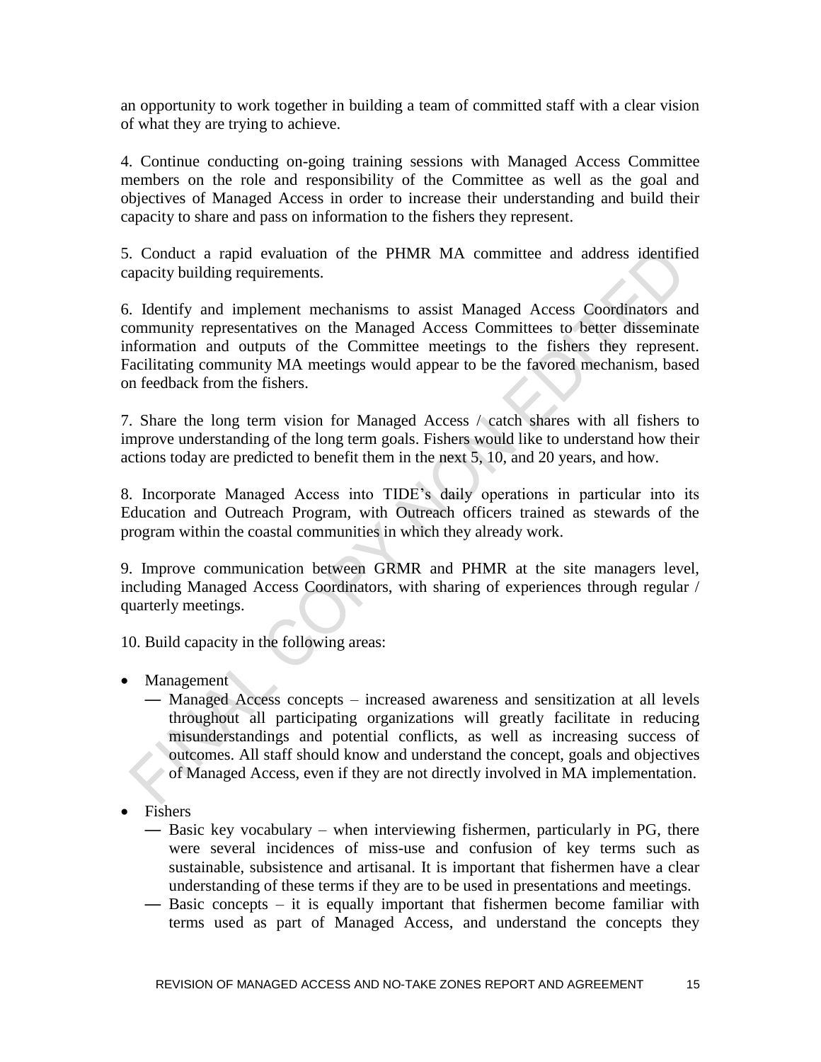an opportunity to work together in building a team of committed staff with a clear vision of what they are trying to achieve.

4. Continue conducting on-going training sessions with Managed Access Committee members on the role and responsibility of the Committee as well as the goal and objectives of Managed Access in order to increase their understanding and build their capacity to share and pass on information to the fishers they represent.

5. Conduct a rapid evaluation of the PHMR MA committee and address identified capacity building requirements.

6. Identify and implement mechanisms to assist Managed Access Coordinators and community representatives on the Managed Access Committees to better disseminate information and outputs of the Committee meetings to the fishers they represent. Facilitating community MA meetings would appear to be the favored mechanism, based on feedback from the fishers.

7. Share the long term vision for Managed Access / catch shares with all fishers to improve understanding of the long term goals. Fishers would like to understand how their actions today are predicted to benefit them in the next 5, 10, and 20 years, and how.

8. Incorporate Managed Access into TIDE's daily operations in particular into its Education and Outreach Program, with Outreach officers trained as stewards of the program within the coastal communities in which they already work.

9. Improve communication between GRMR and PHMR at the site managers level, including Managed Access Coordinators, with sharing of experiences through regular / quarterly meetings.

10. Build capacity in the following areas:

- Management
  - Managed Access concepts – increased awareness and sensitization at all levels throughout all participating organizations will greatly facilitate in reducing misunderstandings and potential conflicts, as well as increasing success of outcomes. All staff should know and understand the concept, goals and objectives of Managed Access, even if they are not directly involved in MA implementation.

- Fishers
  - Basic key vocabulary – when interviewing fishermen, particularly in PG, there were several incidences of miss-use and confusion of key terms such as sustainable, subsistence and artisanal. It is important that fishermen have a clear understanding of these terms if they are to be used in presentations and meetings.
  - Basic concepts – it is equally important that fishermen become familiar with terms used as part of Managed Access, and understand the concepts they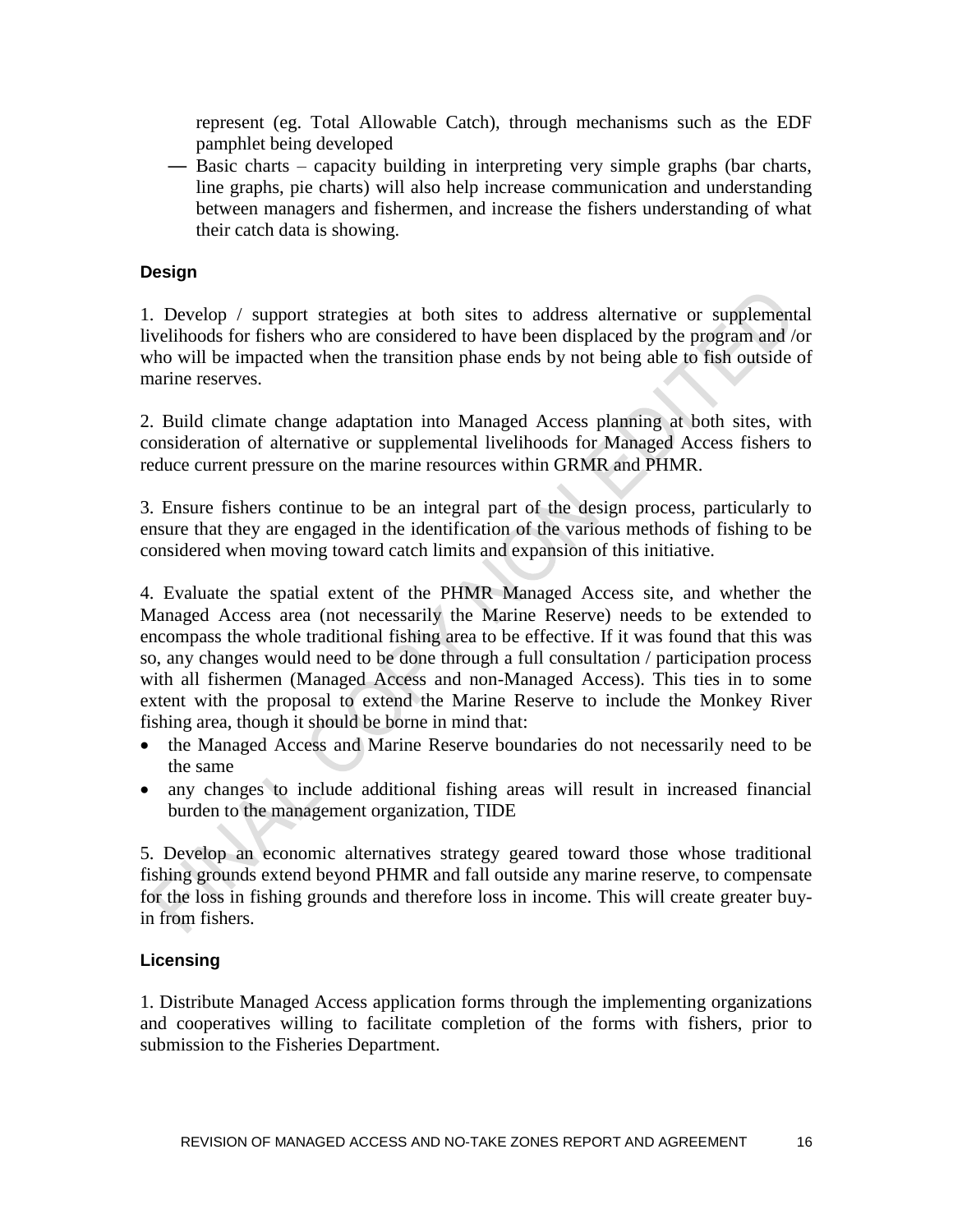represent (eg. Total Allowable Catch), through mechanisms such as the EDF pamphlet being developed

- Basic charts – capacity building in interpreting very simple graphs (bar charts, line graphs, pie charts) will also help increase communication and understanding between managers and fishermen, and increase the fishers understanding of what their catch data is showing.

### Design

1. Develop / support strategies at both sites to address alternative or supplemental livelihoods for fishers who are considered to have been displaced by the program and /or who will be impacted when the transition phase ends by not being able to fish outside of marine reserves.

2. Build climate change adaptation into Managed Access planning at both sites, with consideration of alternative or supplemental livelihoods for Managed Access fishers to reduce current pressure on the marine resources within GRMR and PHMR.

3. Ensure fishers continue to be an integral part of the design process, particularly to ensure that they are engaged in the identification of the various methods of fishing to be considered when moving toward catch limits and expansion of this initiative.

4. Evaluate the spatial extent of the PHMR Managed Access site, and whether the Managed Access area (not necessarily the Marine Reserve) needs to be extended to encompass the whole traditional fishing area to be effective. If it was found that this was so, any changes would need to be done through a full consultation / participation process with all fishermen (Managed Access and non-Managed Access). This ties in to some extent with the proposal to extend the Marine Reserve to include the Monkey River fishing area, though it should be borne in mind that:

- the Managed Access and Marine Reserve boundaries do not necessarily need to be the same
- any changes to include additional fishing areas will result in increased financial burden to the management organization, TIDE

5. Develop an economic alternatives strategy geared toward those whose traditional fishing grounds extend beyond PHMR and fall outside any marine reserve, to compensate for the loss in fishing grounds and therefore loss in income. This will create greater buy-in from fishers.

### Licensing

1. Distribute Managed Access application forms through the implementing organizations and cooperatives willing to facilitate completion of the forms with fishers, prior to submission to the Fisheries Department.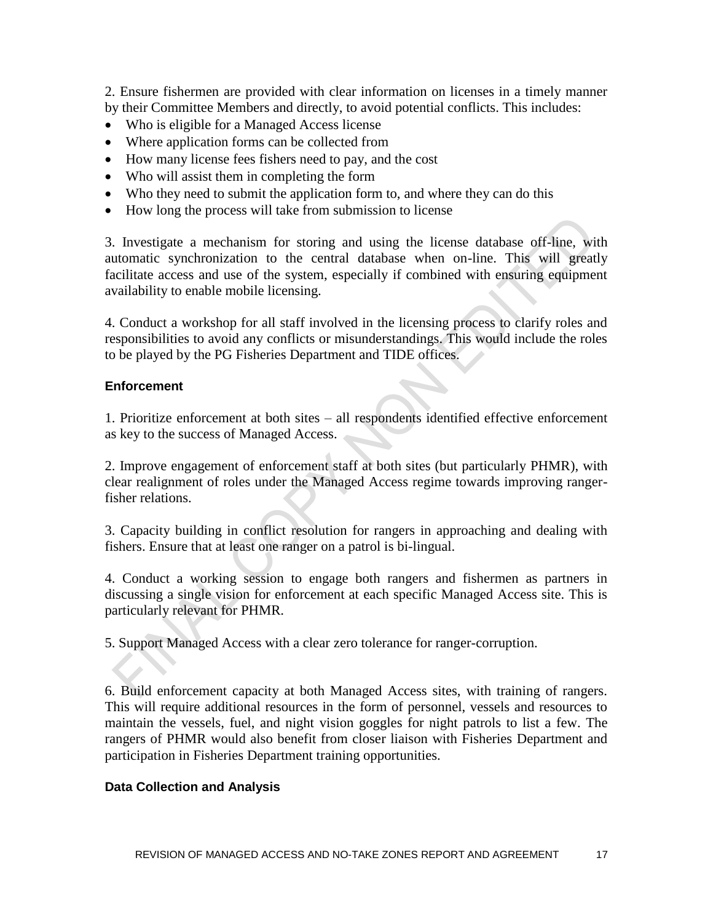2. Ensure fishermen are provided with clear information on licenses in a timely manner by their Committee Members and directly, to avoid potential conflicts. This includes:

- Who is eligible for a Managed Access license
- Where application forms can be collected from
- How many license fees fishers need to pay, and the cost
- Who will assist them in completing the form
- Who they need to submit the application form to, and where they can do this
- How long the process will take from submission to license

3. Investigate a mechanism for storing and using the license database off-line, with automatic synchronization to the central database when on-line. This will greatly facilitate access and use of the system, especially if combined with ensuring equipment availability to enable mobile licensing.

4. Conduct a workshop for all staff involved in the licensing process to clarify roles and responsibilities to avoid any conflicts or misunderstandings. This would include the roles to be played by the PG Fisheries Department and TIDE offices.

#### Enforcement

1. Prioritize enforcement at both sites – all respondents identified effective enforcement as key to the success of Managed Access.

2. Improve engagement of enforcement staff at both sites (but particularly PHMR), with clear realignment of roles under the Managed Access regime towards improving ranger-fisher relations.

3. Capacity building in conflict resolution for rangers in approaching and dealing with fishers. Ensure that at least one ranger on a patrol is bi-lingual.

4. Conduct a working session to engage both rangers and fishermen as partners in discussing a single vision for enforcement at each specific Managed Access site. This is particularly relevant for PHMR.

5. Support Managed Access with a clear zero tolerance for ranger-corruption.

6. Build enforcement capacity at both Managed Access sites, with training of rangers. This will require additional resources in the form of personnel, vessels and resources to maintain the vessels, fuel, and night vision goggles for night patrols to list a few. The rangers of PHMR would also benefit from closer liaison with Fisheries Department and participation in Fisheries Department training opportunities.

#### Data Collection and Analysis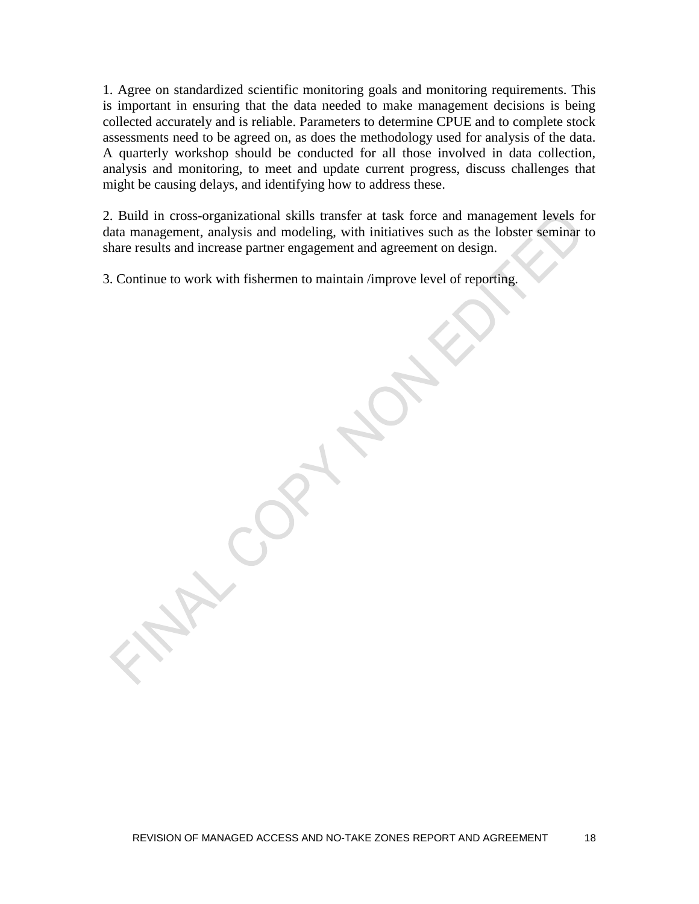1. Agree on standardized scientific monitoring goals and monitoring requirements. This is important in ensuring that the data needed to make management decisions is being collected accurately and is reliable. Parameters to determine CPUE and to complete stock assessments need to be agreed on, as does the methodology used for analysis of the data. A quarterly workshop should be conducted for all those involved in data collection, analysis and monitoring, to meet and update current progress, discuss challenges that might be causing delays, and identifying how to address these.

2. Build in cross-organizational skills transfer at task force and management levels for data management, analysis and modeling, with initiatives such as the lobster seminar to share results and increase partner engagement and agreement on design.

3. Continue to work with fishermen to maintain /improve level of reporting.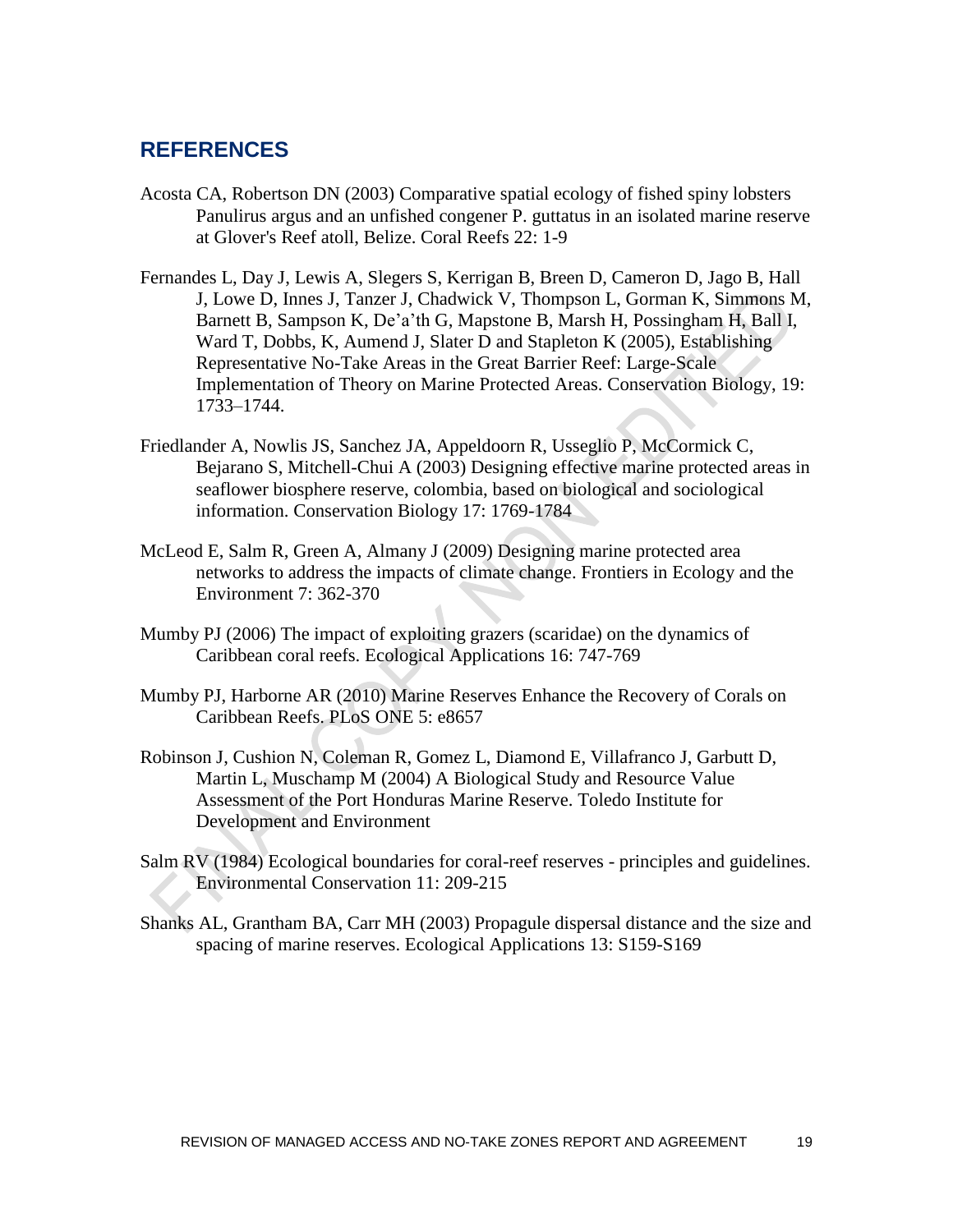## REFERENCES

Acosta CA, Robertson DN (2003) Comparative spatial ecology of fished spiny lobsters Panulirus argus and an unfished congener P. guttatus in an isolated marine reserve at Glover's Reef atoll, Belize. Coral Reefs 22: 1-9

Fernandes L, Day J, Lewis A, Slegers S, Kerrigan B, Breen D, Cameron D, Jago B, Hall J, Lowe D, Innes J, Tanzer J, Chadwick V, Thompson L, Gorman K, Simmons M, Barnett B, Sampson K, De'a'th G, Mapstone B, Marsh H, Possingham H, Ball I, Ward T, Dobbs, K, Aumend J, Slater D and Stapleton K (2005), Establishing Representative No-Take Areas in the Great Barrier Reef: Large-Scale Implementation of Theory on Marine Protected Areas. Conservation Biology, 19: 1733–1744.

Friedlander A, Nowlis JS, Sanchez JA, Appeldoorn R, Usseglio P, McCormick C, Bejarano S, Mitchell-Chui A (2003) Designing effective marine protected areas in seaflower biosphere reserve, colombia, based on biological and sociological information. Conservation Biology 17: 1769-1784

McLeod E, Salm R, Green A, Almany J (2009) Designing marine protected area networks to address the impacts of climate change. Frontiers in Ecology and the Environment 7: 362-370

Mumby PJ (2006) The impact of exploiting grazers (scaridae) on the dynamics of Caribbean coral reefs. Ecological Applications 16: 747-769

Mumby PJ, Harborne AR (2010) Marine Reserves Enhance the Recovery of Corals on Caribbean Reefs. PLoS ONE 5: e8657

Robinson J, Cushion N, Coleman R, Gomez L, Diamond E, Villafranco J, Garbutt D, Martin L, Muschamp M (2004) A Biological Study and Resource Value Assessment of the Port Honduras Marine Reserve. Toledo Institute for Development and Environment

Salm RV (1984) Ecological boundaries for coral-reef reserves - principles and guidelines. Environmental Conservation 11: 209-215

Shanks AL, Grantham BA, Carr MH (2003) Propagule dispersal distance and the size and spacing of marine reserves. Ecological Applications 13: S159-S169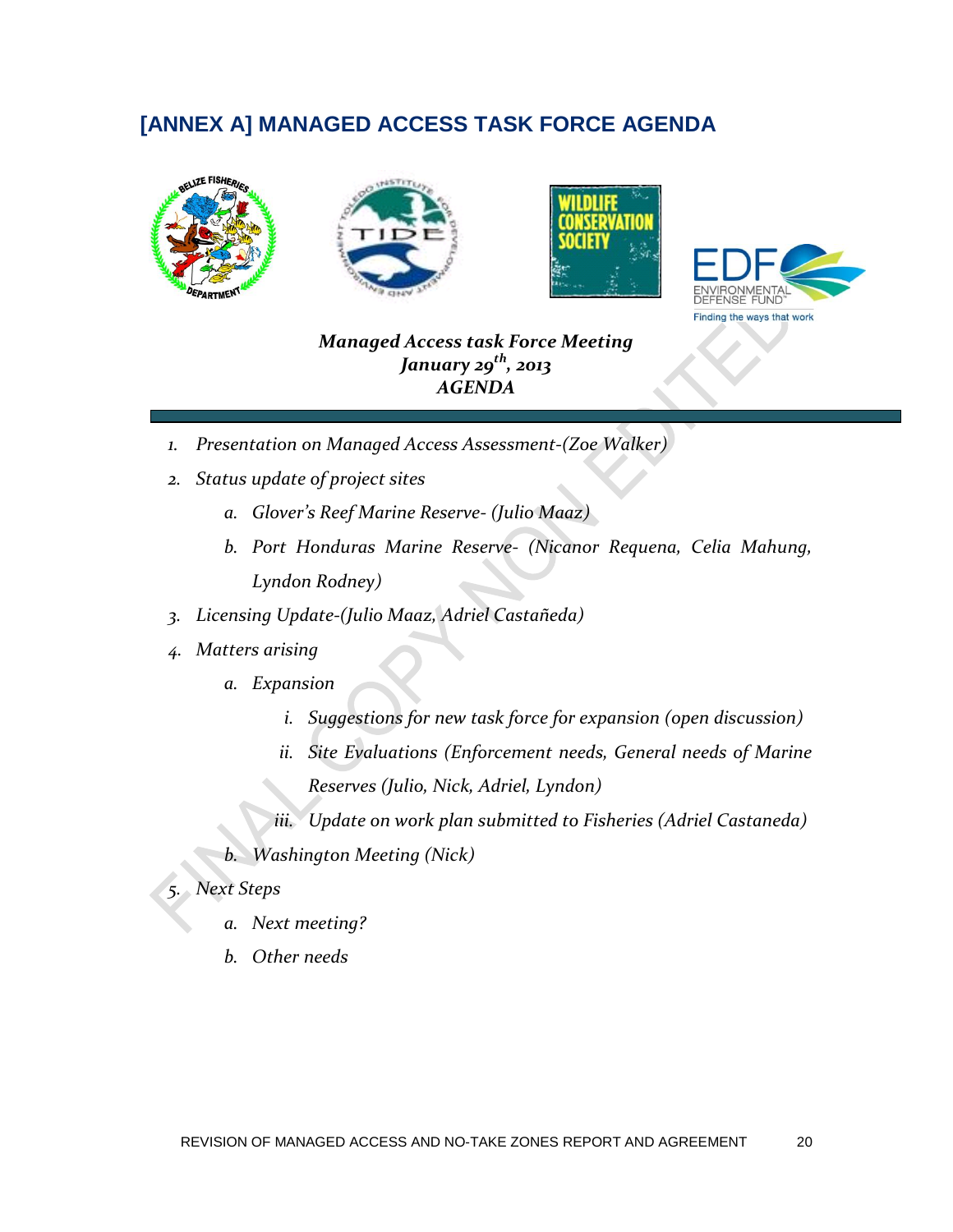# [ANNEX A] MANAGED ACCESS TASK FORCE AGENDA

***Managed Access task Force Meeting***
***January 29th, 2013***
***AGENDA***

1. *Presentation on Managed Access Assessment-(Zoe Walker)*
2. *Status update of project sites*
    a. *Glover's Reef Marine Reserve- (Julio Maaz)*
    b. *Port Honduras Marine Reserve- (Nicanor Requena, Celia Mahung, Lyndon Rodney)*
3. *Licensing Update-(Julio Maaz, Adriel Castañeda)*
4. *Matters arising*
    a. *Expansion*
        i. *Suggestions for new task force for expansion (open discussion)*
        ii. *Site Evaluations (Enforcement needs, General needs of Marine Reserves (Julio, Nick, Adriel, Lyndon)*
        iii. *Update on work plan submitted to Fisheries (Adriel Castaneda)*
    b. *Washington Meeting (Nick)*
5. *Next Steps*
    a. *Next meeting?*
    b. *Other needs*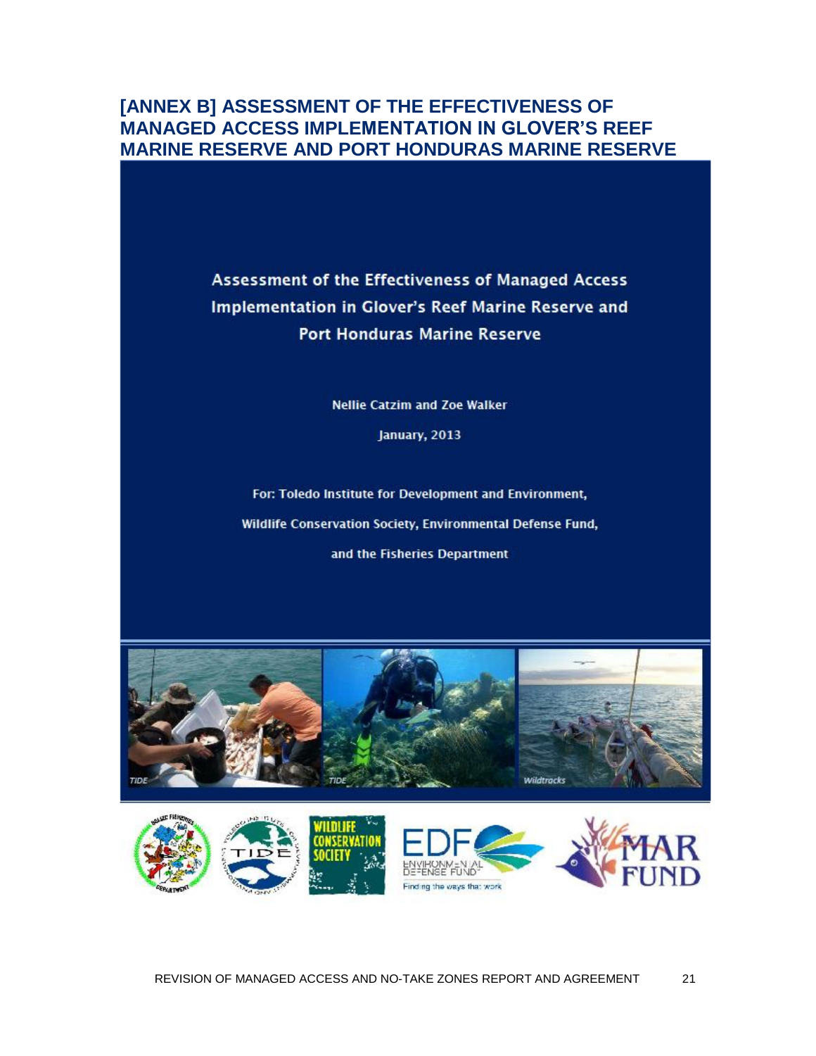# [ANNEX B] ASSESSMENT OF THE EFFECTIVENESS OF MANAGED ACCESS IMPLEMENTATION IN GLOVER'S REEF MARINE RESERVE AND PORT HONDURAS MARINE RESERVE

Assessment of the Effectiveness of Managed Access Implementation in Glover's Reef Marine Reserve and Port Honduras Marine Reserve

Nellie Catzim and Zoe Walker

January, 2013

For: Toledo Institute for Development and Environment, Wildlife Conservation Society, Environmental Defense Fund, and the Fisheries Department